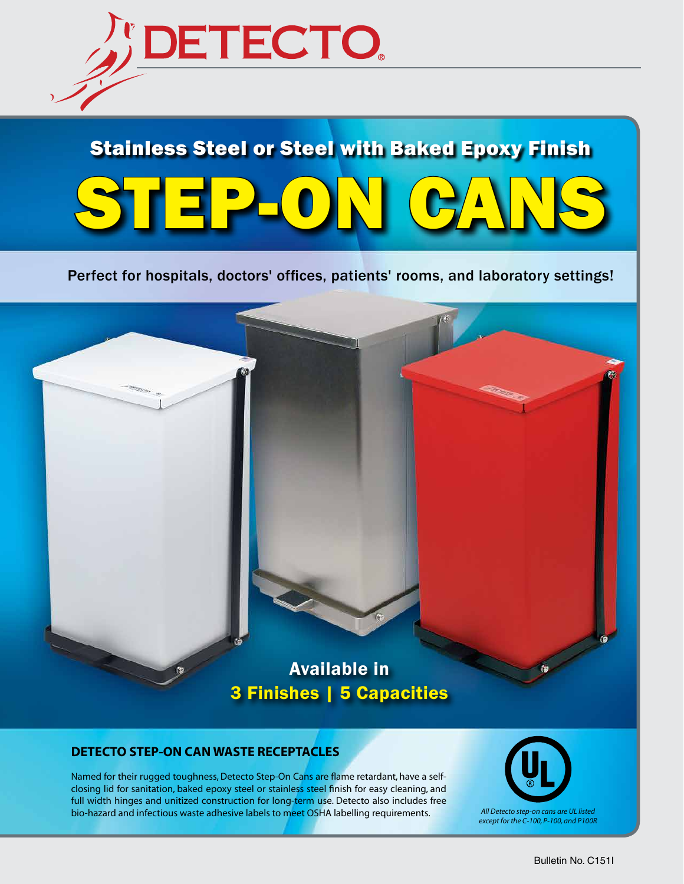# DETECTO

## Stainless Steel or Steel with Baked Epoxy Finish

# STEP-ON CANS

Perfect for hospitals, doctors' offices, patients' rooms, and laboratory settings!

**Available in**
**3 Finishes | 5 Capacities**

### DETECTO STEP-ON CAN WASTE RECEPTACLES

Named for their rugged toughness, Detecto Step-On Cans are flame retardant, have a self-closing lid for sanitation, baked epoxy steel or stainless steel finish for easy cleaning, and full width hinges and unitized construction for long-term use. Detecto also includes free bio-hazard and infectious waste adhesive labels to meet OSHA labelling requirements.

*All Detecto step-on cans are UL listed except for the C-100, P-100, and P100R*

Bulletin No. C151I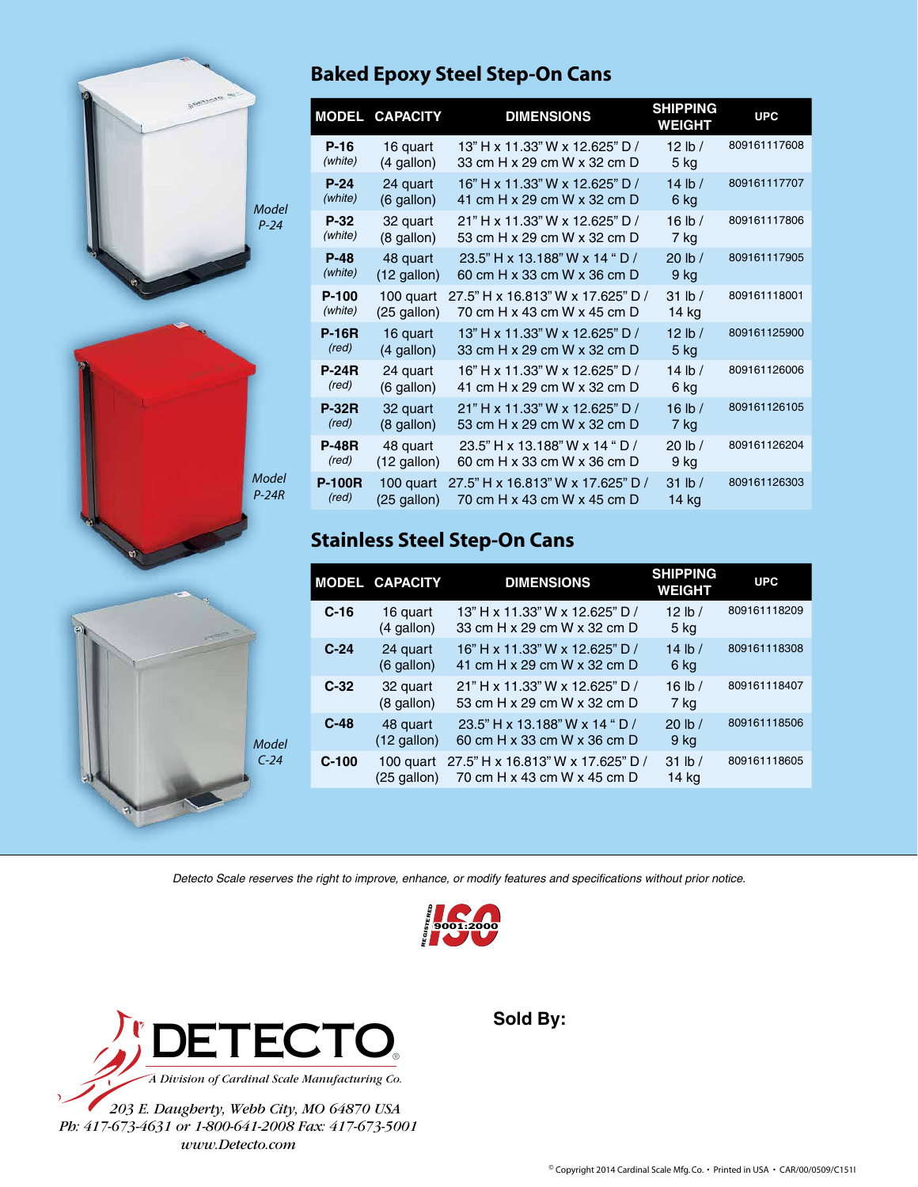Model P-24

Model P-24R

Model C-24

## Baked Epoxy Steel Step-On Cans

| MODEL | CAPACITY | DIMENSIONS | SHIPPING WEIGHT | UPC |
|---|---|---|---|---|
| **P-16** *(white)* | 16 quart (4 gallon) | 13" H x 11.33" W x 12.625" D / 33 cm H x 29 cm W x 32 cm D | 12 lb / 5 kg | 809161117608 |
| **P-24** *(white)* | 24 quart (6 gallon) | 16" H x 11.33" W x 12.625" D / 41 cm H x 29 cm W x 32 cm D | 14 lb / 6 kg | 809161117707 |
| **P-32** *(white)* | 32 quart (8 gallon) | 21" H x 11.33" W x 12.625" D / 53 cm H x 29 cm W x 32 cm D | 16 lb / 7 kg | 809161117806 |
| **P-48** *(white)* | 48 quart (12 gallon) | 23.5" H x 13.188" W x 14 " D / 60 cm H x 33 cm W x 36 cm D | 20 lb / 9 kg | 809161117905 |
| **P-100** *(white)* | 100 quart (25 gallon) | 27.5" H x 16.813" W x 17.625" D / 70 cm H x 43 cm W x 45 cm D | 31 lb / 14 kg | 809161118001 |
| **P-16R** *(red)* | 16 quart (4 gallon) | 13" H x 11.33" W x 12.625" D / 33 cm H x 29 cm W x 32 cm D | 12 lb / 5 kg | 809161125900 |
| **P-24R** *(red)* | 24 quart (6 gallon) | 16" H x 11.33" W x 12.625" D / 41 cm H x 29 cm W x 32 cm D | 14 lb / 6 kg | 809161126006 |
| **P-32R** *(red)* | 32 quart (8 gallon) | 21" H x 11.33" W x 12.625" D / 53 cm H x 29 cm W x 32 cm D | 16 lb / 7 kg | 809161126105 |
| **P-48R** *(red)* | 48 quart (12 gallon) | 23.5" H x 13.188" W x 14 " D / 60 cm H x 33 cm W x 36 cm D | 20 lb / 9 kg | 809161126204 |
| **P-100R** *(red)* | 100 quart (25 gallon) | 27.5" H x 16.813" W x 17.625" D / 70 cm H x 43 cm W x 45 cm D | 31 lb / 14 kg | 809161126303 |

## Stainless Steel Step-On Cans

| MODEL | CAPACITY | DIMENSIONS | SHIPPING WEIGHT | UPC |
|---|---|---|---|---|
| **C-16** | 16 quart (4 gallon) | 13" H x 11.33" W x 12.625" D / 33 cm H x 29 cm W x 32 cm D | 12 lb / 5 kg | 809161118209 |
| **C-24** | 24 quart (6 gallon) | 16" H x 11.33" W x 12.625" D / 41 cm H x 29 cm W x 32 cm D | 14 lb / 6 kg | 809161118308 |
| **C-32** | 32 quart (8 gallon) | 21" H x 11.33" W x 12.625" D / 53 cm H x 29 cm W x 32 cm D | 16 lb / 7 kg | 809161118407 |
| **C-48** | 48 quart (12 gallon) | 23.5" H x 13.188" W x 14 " D / 60 cm H x 33 cm W x 36 cm D | 20 lb / 9 kg | 809161118506 |
| **C-100** | 100 quart (25 gallon) | 27.5" H x 16.813" W x 17.625" D / 70 cm H x 43 cm W x 45 cm D | 31 lb / 14 kg | 809161118605 |

*Detecto Scale reserves the right to improve, enhance, or modify features and specifications without prior notice.*

REGISTERED ISO 9001:2000

**DETECTO**®

*A Division of Cardinal Scale Manufacturing Co.*

*203 E. Daugherty, Webb City, MO 64870 USA*
*Ph: 417-673-4631 or 1-800-641-2008 Fax: 417-673-5001*
*www.Detecto.com*

**Sold By:**

© Copyright 2014 Cardinal Scale Mfg.Co. • Printed in USA • CAR/00/0509/C151I